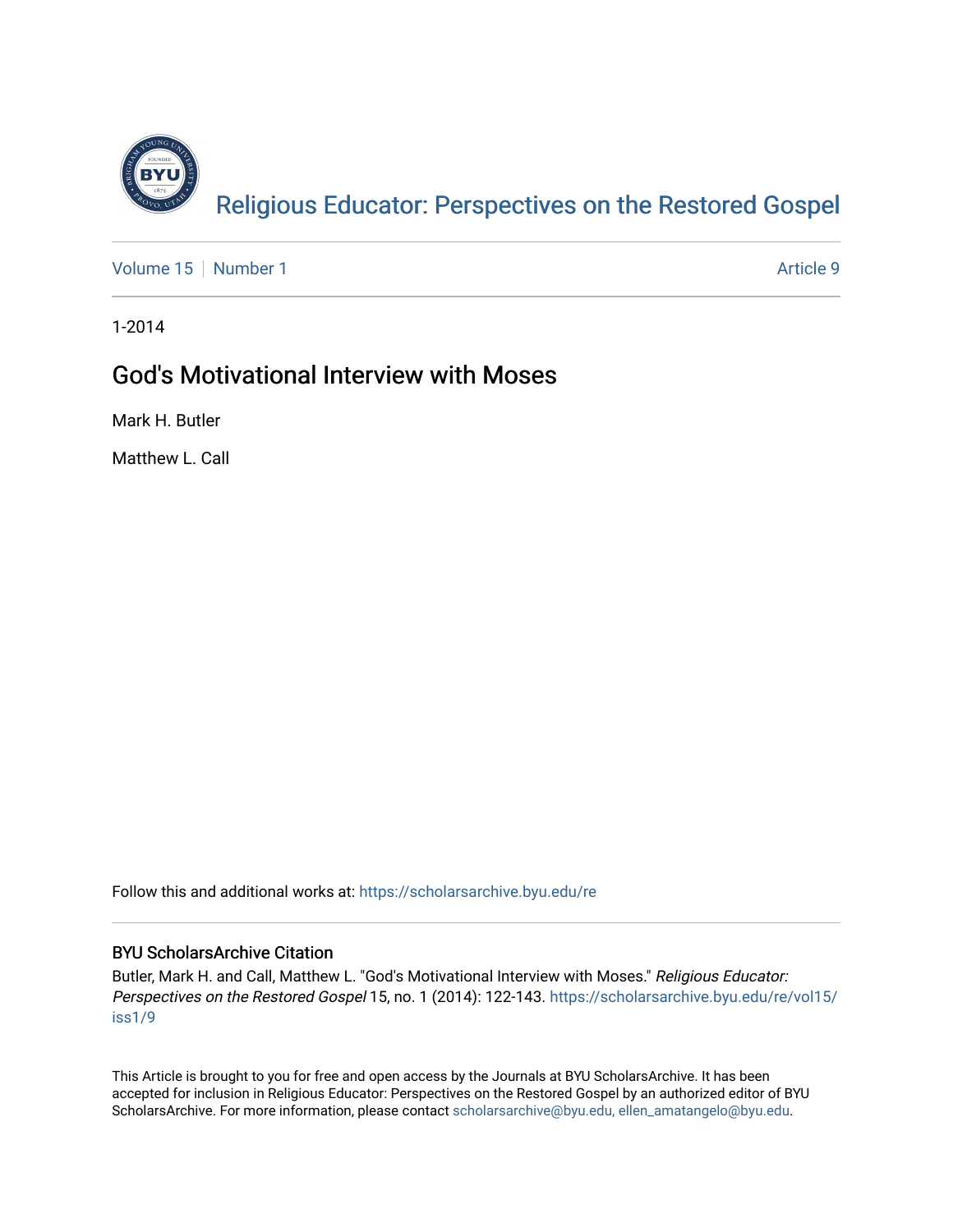Religious Educator: Perspectives on the Restored Gospel

Volume 15 | Number 1 | Article 9

1-2014

# God's Motivational Interview with Moses

Mark H. Butler

Matthew L. Call

Follow this and additional works at: https://scholarsarchive.byu.edu/re

## BYU ScholarsArchive Citation

Butler, Mark H. and Call, Matthew L. "God's Motivational Interview with Moses." *Religious Educator: Perspectives on the Restored Gospel* 15, no. 1 (2014): 122-143. https://scholarsarchive.byu.edu/re/vol15/iss1/9

This Article is brought to you for free and open access by the Journals at BYU ScholarsArchive. It has been accepted for inclusion in Religious Educator: Perspectives on the Restored Gospel by an authorized editor of BYU ScholarsArchive. For more information, please contact scholarsarchive@byu.edu, ellen_amatangelo@byu.edu.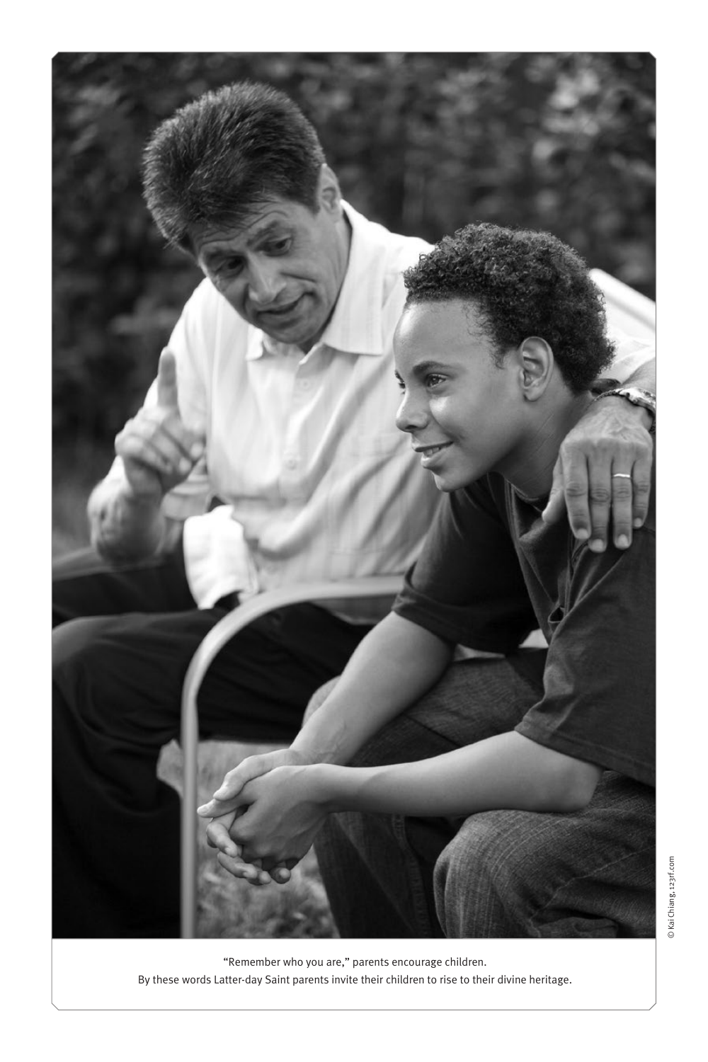"Remember who you are," parents encourage children.
By these words Latter-day Saint parents invite their children to rise to their divine heritage.

© Kai Chiang, 123rf.com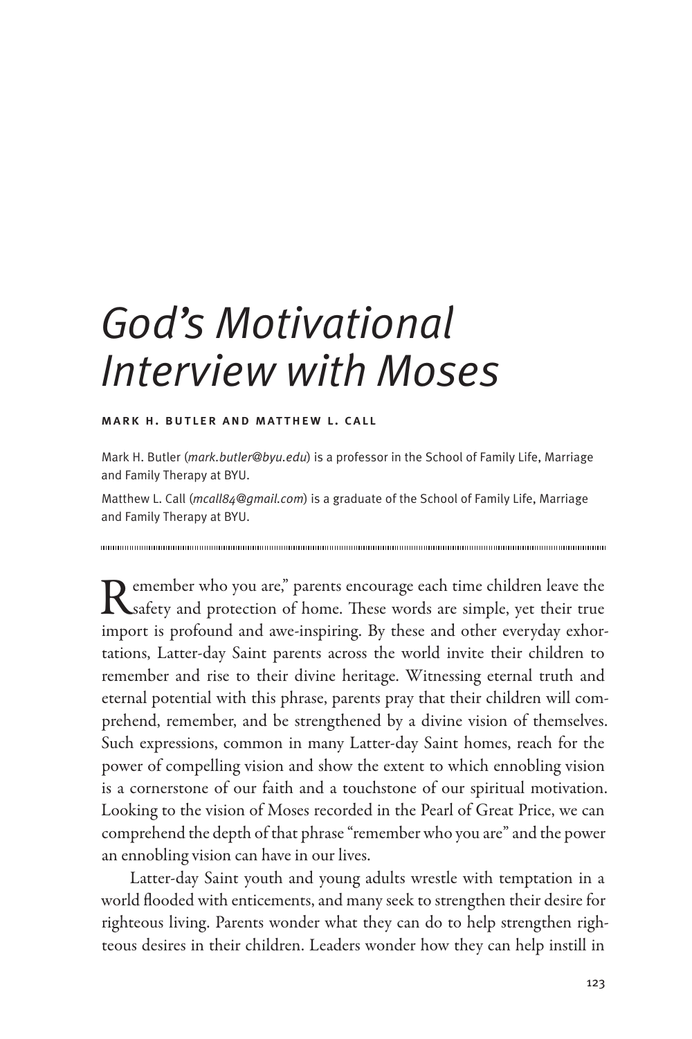# God's Motivational Interview with Moses

**MARK H. BUTLER AND MATTHEW L. CALL**

Mark H. Butler (*mark.butler@byu.edu*) is a professor in the School of Family Life, Marriage and Family Therapy at BYU.

Matthew L. Call (*mcall84@gmail.com*) is a graduate of the School of Family Life, Marriage and Family Therapy at BYU.

Remember who you are," parents encourage each time children leave the safety and protection of home. These words are simple, yet their true import is profound and awe-inspiring. By these and other everyday exhortations, Latter-day Saint parents across the world invite their children to remember and rise to their divine heritage. Witnessing eternal truth and eternal potential with this phrase, parents pray that their children will comprehend, remember, and be strengthened by a divine vision of themselves. Such expressions, common in many Latter-day Saint homes, reach for the power of compelling vision and show the extent to which ennobling vision is a cornerstone of our faith and a touchstone of our spiritual motivation. Looking to the vision of Moses recorded in the Pearl of Great Price, we can comprehend the depth of that phrase "remember who you are" and the power an ennobling vision can have in our lives.

Latter-day Saint youth and young adults wrestle with temptation in a world flooded with enticements, and many seek to strengthen their desire for righteous living. Parents wonder what they can do to help strengthen righteous desires in their children. Leaders wonder how they can help instill in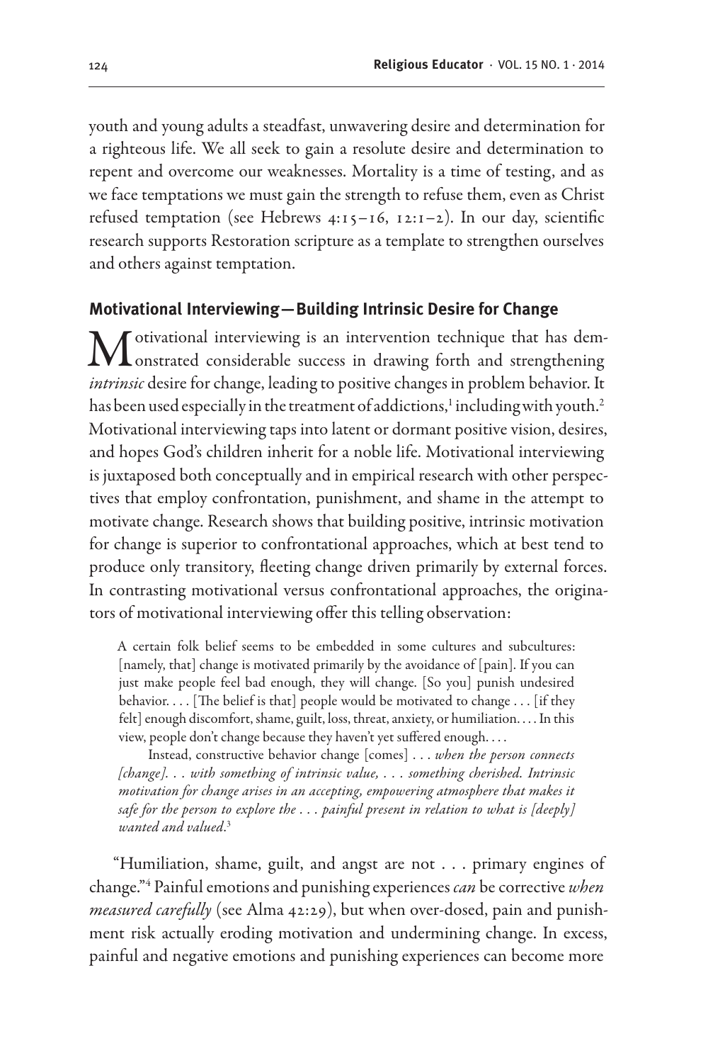youth and young adults a steadfast, unwavering desire and determination for a righteous life. We all seek to gain a resolute desire and determination to repent and overcome our weaknesses. Mortality is a time of testing, and as we face temptations we must gain the strength to refuse them, even as Christ refused temptation (see Hebrews 4:15–16, 12:1–2). In our day, scientific research supports Restoration scripture as a template to strengthen ourselves and others against temptation.

## Motivational Interviewing—Building Intrinsic Desire for Change

Motivational interviewing is an intervention technique that has demonstrated considerable success in drawing forth and strengthening *intrinsic* desire for change, leading to positive changes in problem behavior. It has been used especially in the treatment of addictions,[1] including with youth.[2] Motivational interviewing taps into latent or dormant positive vision, desires, and hopes God's children inherit for a noble life. Motivational interviewing is juxtaposed both conceptually and in empirical research with other perspectives that employ confrontation, punishment, and shame in the attempt to motivate change. Research shows that building positive, intrinsic motivation for change is superior to confrontational approaches, which at best tend to produce only transitory, fleeting change driven primarily by external forces. In contrasting motivational versus confrontational approaches, the originators of motivational interviewing offer this telling observation:

> A certain folk belief seems to be embedded in some cultures and subcultures: [namely, that] change is motivated primarily by the avoidance of [pain]. If you can just make people feel bad enough, they will change. [So you] punish undesired behavior. . . . [The belief is that] people would be motivated to change . . . [if they felt] enough discomfort, shame, guilt, loss, threat, anxiety, or humiliation. . . . In this view, people don't change because they haven't yet suffered enough. . . .
>
> Instead, constructive behavior change [comes] . . . *when the person connects [change]. . . with something of intrinsic value, . . . something cherished. Intrinsic motivation for change arises in an accepting, empowering atmosphere that makes it safe for the person to explore the . . . painful present in relation to what is [deeply] wanted and valued.*[3]

"Humiliation, shame, guilt, and angst are not . . . primary engines of change."[4] Painful emotions and punishing experiences *can* be corrective *when measured carefully* (see Alma 42:29), but when over-dosed, pain and punishment risk actually eroding motivation and undermining change. In excess, painful and negative emotions and punishing experiences can become more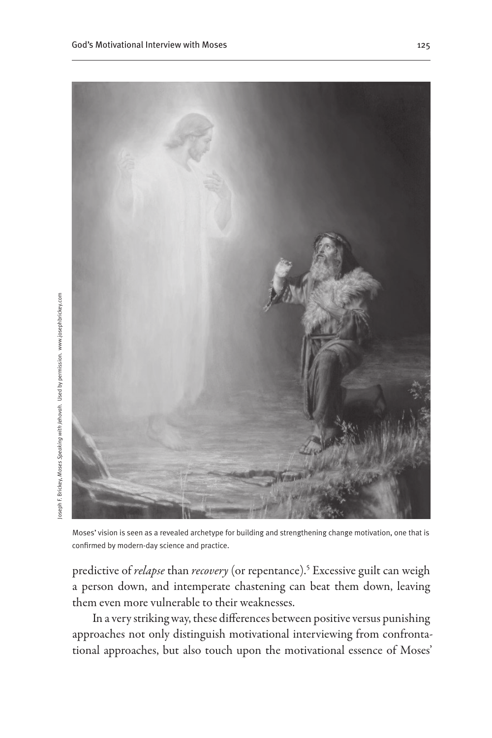Joseph F. Brickey, *Moses Speaking with Jehovah*. Used by permission. www.josephbrickey.com

Moses' vision is seen as a revealed archetype for building and strengthening change motivation, one that is confirmed by modern-day science and practice.

predictive of *relapse* than *recovery* (or repentance).[5] Excessive guilt can weigh a person down, and intemperate chastening can beat them down, leaving them even more vulnerable to their weaknesses.

In a very striking way, these differences between positive versus punishing approaches not only distinguish motivational interviewing from confrontational approaches, but also touch upon the motivational essence of Moses'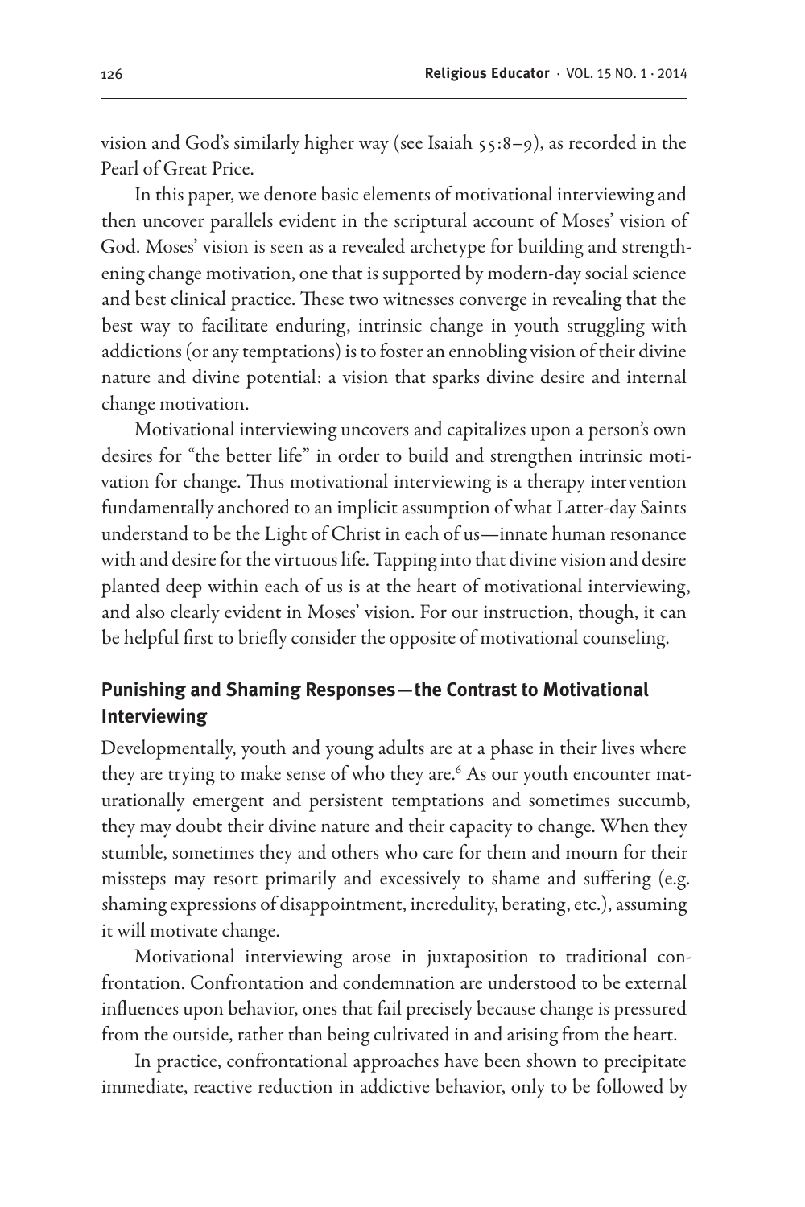vision and God's similarly higher way (see Isaiah 55:8–9), as recorded in the Pearl of Great Price.

In this paper, we denote basic elements of motivational interviewing and then uncover parallels evident in the scriptural account of Moses' vision of God. Moses' vision is seen as a revealed archetype for building and strengthening change motivation, one that is supported by modern-day social science and best clinical practice. These two witnesses converge in revealing that the best way to facilitate enduring, intrinsic change in youth struggling with addictions (or any temptations) is to foster an ennobling vision of their divine nature and divine potential: a vision that sparks divine desire and internal change motivation.

Motivational interviewing uncovers and capitalizes upon a person's own desires for "the better life" in order to build and strengthen intrinsic motivation for change. Thus motivational interviewing is a therapy intervention fundamentally anchored to an implicit assumption of what Latter-day Saints understand to be the Light of Christ in each of us—innate human resonance with and desire for the virtuous life. Tapping into that divine vision and desire planted deep within each of us is at the heart of motivational interviewing, and also clearly evident in Moses' vision. For our instruction, though, it can be helpful first to briefly consider the opposite of motivational counseling.

## Punishing and Shaming Responses—the Contrast to Motivational Interviewing

Developmentally, youth and young adults are at a phase in their lives where they are trying to make sense of who they are.[6] As our youth encounter maturationally emergent and persistent temptations and sometimes succumb, they may doubt their divine nature and their capacity to change. When they stumble, sometimes they and others who care for them and mourn for their missteps may resort primarily and excessively to shame and suffering (e.g. shaming expressions of disappointment, incredulity, berating, etc.), assuming it will motivate change.

Motivational interviewing arose in juxtaposition to traditional confrontation. Confrontation and condemnation are understood to be external influences upon behavior, ones that fail precisely because change is pressured from the outside, rather than being cultivated in and arising from the heart.

In practice, confrontational approaches have been shown to precipitate immediate, reactive reduction in addictive behavior, only to be followed by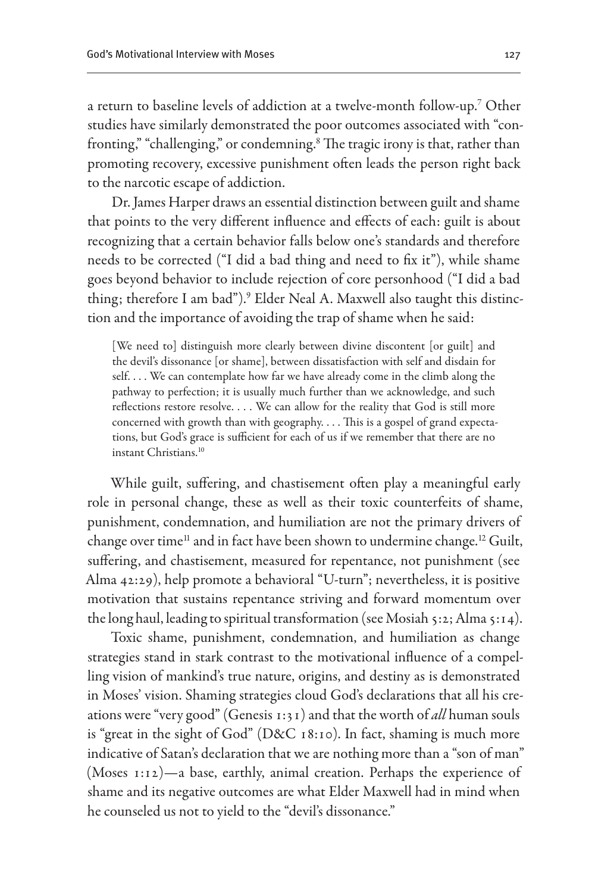a return to baseline levels of addiction at a twelve-month follow-up.[7] Other studies have similarly demonstrated the poor outcomes associated with "confronting," "challenging," or condemning.[8] The tragic irony is that, rather than promoting recovery, excessive punishment often leads the person right back to the narcotic escape of addiction.

Dr. James Harper draws an essential distinction between guilt and shame that points to the very different influence and effects of each: guilt is about recognizing that a certain behavior falls below one's standards and therefore needs to be corrected ("I did a bad thing and need to fix it"), while shame goes beyond behavior to include rejection of core personhood ("I did a bad thing; therefore I am bad").[9] Elder Neal A. Maxwell also taught this distinction and the importance of avoiding the trap of shame when he said:

> [We need to] distinguish more clearly between divine discontent [or guilt] and the devil's dissonance [or shame], between dissatisfaction with self and disdain for self. . . . We can contemplate how far we have already come in the climb along the pathway to perfection; it is usually much further than we acknowledge, and such reflections restore resolve. . . . We can allow for the reality that God is still more concerned with growth than with geography. . . . This is a gospel of grand expectations, but God's grace is sufficient for each of us if we remember that there are no instant Christians.[10]

While guilt, suffering, and chastisement often play a meaningful early role in personal change, these as well as their toxic counterfeits of shame, punishment, condemnation, and humiliation are not the primary drivers of change over time[11] and in fact have been shown to undermine change.[12] Guilt, suffering, and chastisement, measured for repentance, not punishment (see Alma 42:29), help promote a behavioral "U-turn"; nevertheless, it is positive motivation that sustains repentance striving and forward momentum over the long haul, leading to spiritual transformation (see Mosiah 5:2; Alma 5:14).

Toxic shame, punishment, condemnation, and humiliation as change strategies stand in stark contrast to the motivational influence of a compelling vision of mankind's true nature, origins, and destiny as is demonstrated in Moses' vision. Shaming strategies cloud God's declarations that all his creations were "very good" (Genesis 1:31) and that the worth of *all* human souls is "great in the sight of God" (D&C 18:10). In fact, shaming is much more indicative of Satan's declaration that we are nothing more than a "son of man" (Moses 1:12)—a base, earthly, animal creation. Perhaps the experience of shame and its negative outcomes are what Elder Maxwell had in mind when he counseled us not to yield to the "devil's dissonance."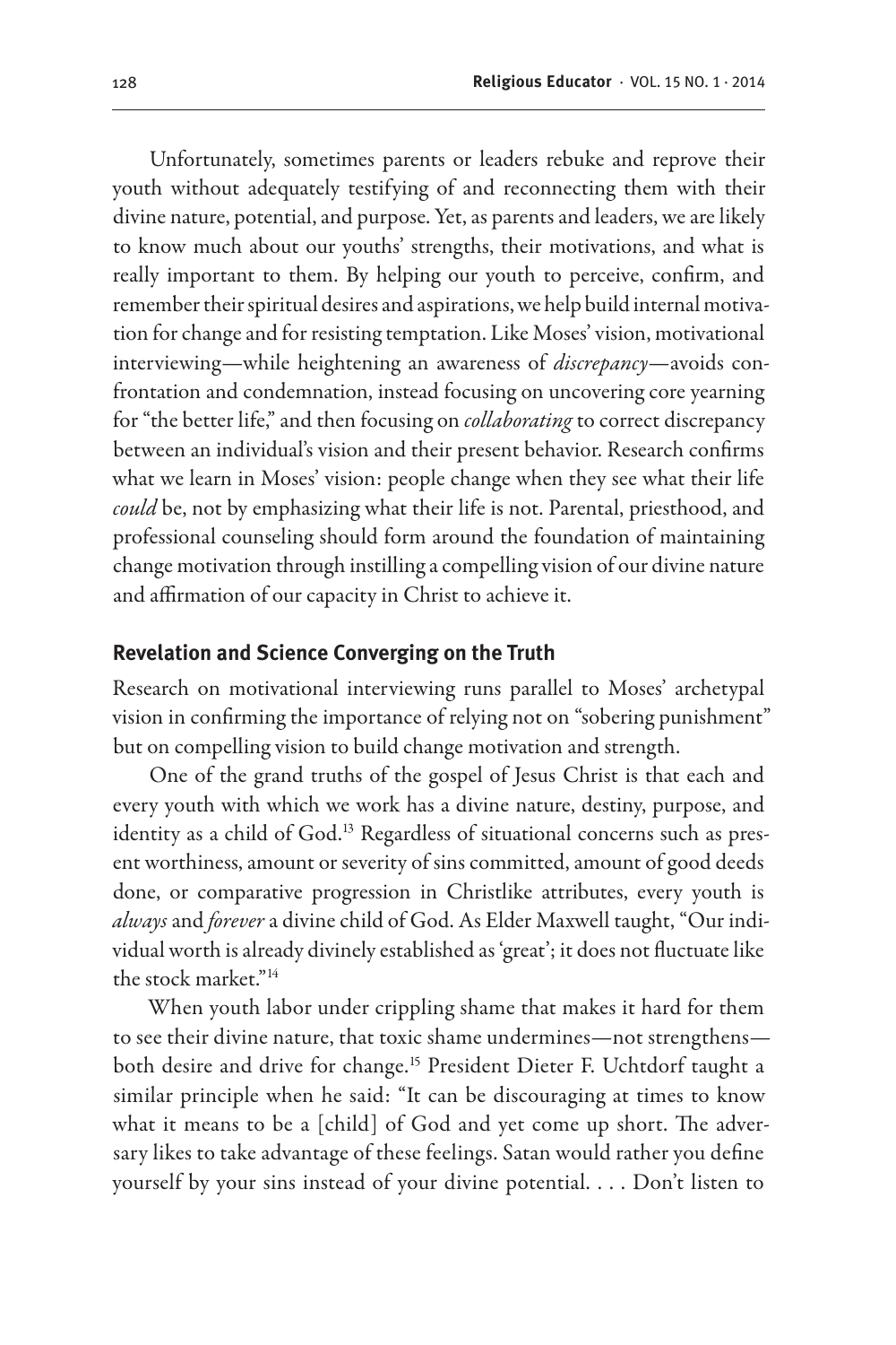Unfortunately, sometimes parents or leaders rebuke and reprove their youth without adequately testifying of and reconnecting them with their divine nature, potential, and purpose. Yet, as parents and leaders, we are likely to know much about our youths' strengths, their motivations, and what is really important to them. By helping our youth to perceive, confirm, and remember their spiritual desires and aspirations, we help build internal motivation for change and for resisting temptation. Like Moses' vision, motivational interviewing—while heightening an awareness of *discrepancy*—avoids confrontation and condemnation, instead focusing on uncovering core yearning for "the better life," and then focusing on *collaborating* to correct discrepancy between an individual's vision and their present behavior. Research confirms what we learn in Moses' vision: people change when they see what their life *could* be, not by emphasizing what their life is not. Parental, priesthood, and professional counseling should form around the foundation of maintaining change motivation through instilling a compelling vision of our divine nature and affirmation of our capacity in Christ to achieve it.

## Revelation and Science Converging on the Truth

Research on motivational interviewing runs parallel to Moses' archetypal vision in confirming the importance of relying not on "sobering punishment" but on compelling vision to build change motivation and strength.

One of the grand truths of the gospel of Jesus Christ is that each and every youth with which we work has a divine nature, destiny, purpose, and identity as a child of God.[13] Regardless of situational concerns such as present worthiness, amount or severity of sins committed, amount of good deeds done, or comparative progression in Christlike attributes, every youth is *always* and *forever* a divine child of God. As Elder Maxwell taught, "Our individual worth is already divinely established as 'great'; it does not fluctuate like the stock market."[14]

When youth labor under crippling shame that makes it hard for them to see their divine nature, that toxic shame undermines—not strengthens—both desire and drive for change.[15] President Dieter F. Uchtdorf taught a similar principle when he said: "It can be discouraging at times to know what it means to be a [child] of God and yet come up short. The adversary likes to take advantage of these feelings. Satan would rather you define yourself by your sins instead of your divine potential. . . . Don't listen to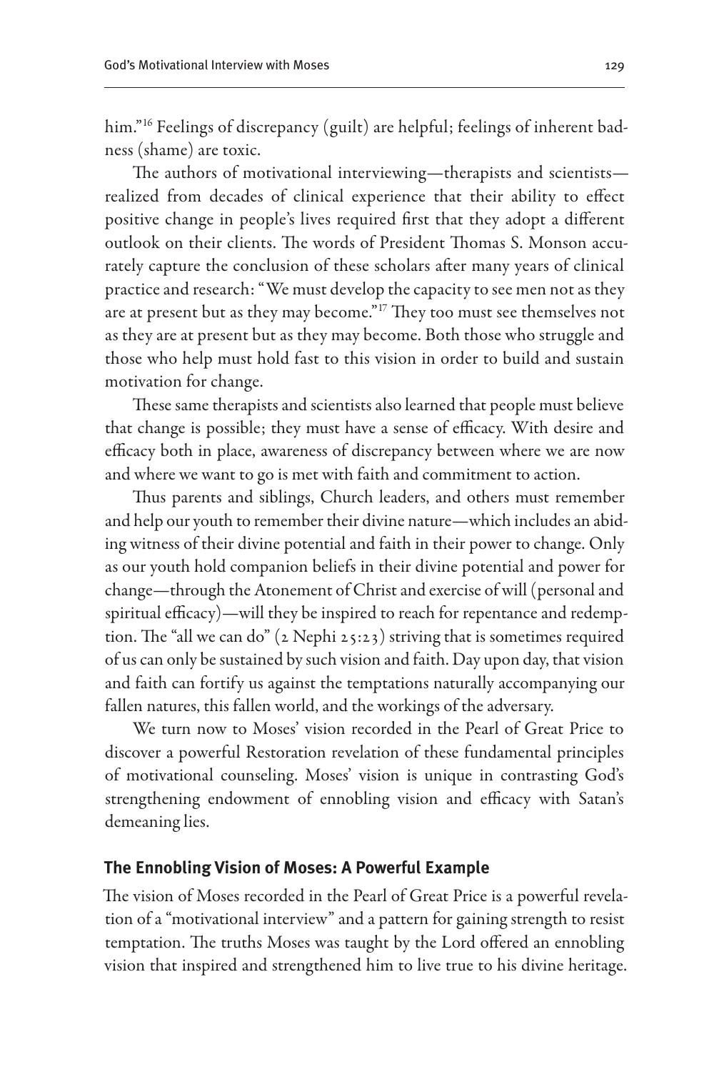him."[16] Feelings of discrepancy (guilt) are helpful; feelings of inherent badness (shame) are toxic.

The authors of motivational interviewing—therapists and scientists—realized from decades of clinical experience that their ability to effect positive change in people's lives required first that they adopt a different outlook on their clients. The words of President Thomas S. Monson accurately capture the conclusion of these scholars after many years of clinical practice and research: "We must develop the capacity to see men not as they are at present but as they may become."[17] They too must see themselves not as they are at present but as they may become. Both those who struggle and those who help must hold fast to this vision in order to build and sustain motivation for change.

These same therapists and scientists also learned that people must believe that change is possible; they must have a sense of efficacy. With desire and efficacy both in place, awareness of discrepancy between where we are now and where we want to go is met with faith and commitment to action.

Thus parents and siblings, Church leaders, and others must remember and help our youth to remember their divine nature—which includes an abiding witness of their divine potential and faith in their power to change. Only as our youth hold companion beliefs in their divine potential and power for change—through the Atonement of Christ and exercise of will (personal and spiritual efficacy)—will they be inspired to reach for repentance and redemption. The "all we can do" (2 Nephi 25:23) striving that is sometimes required of us can only be sustained by such vision and faith. Day upon day, that vision and faith can fortify us against the temptations naturally accompanying our fallen natures, this fallen world, and the workings of the adversary.

We turn now to Moses' vision recorded in the Pearl of Great Price to discover a powerful Restoration revelation of these fundamental principles of motivational counseling. Moses' vision is unique in contrasting God's strengthening endowment of ennobling vision and efficacy with Satan's demeaning lies.

## The Ennobling Vision of Moses: A Powerful Example

The vision of Moses recorded in the Pearl of Great Price is a powerful revelation of a "motivational interview" and a pattern for gaining strength to resist temptation. The truths Moses was taught by the Lord offered an ennobling vision that inspired and strengthened him to live true to his divine heritage.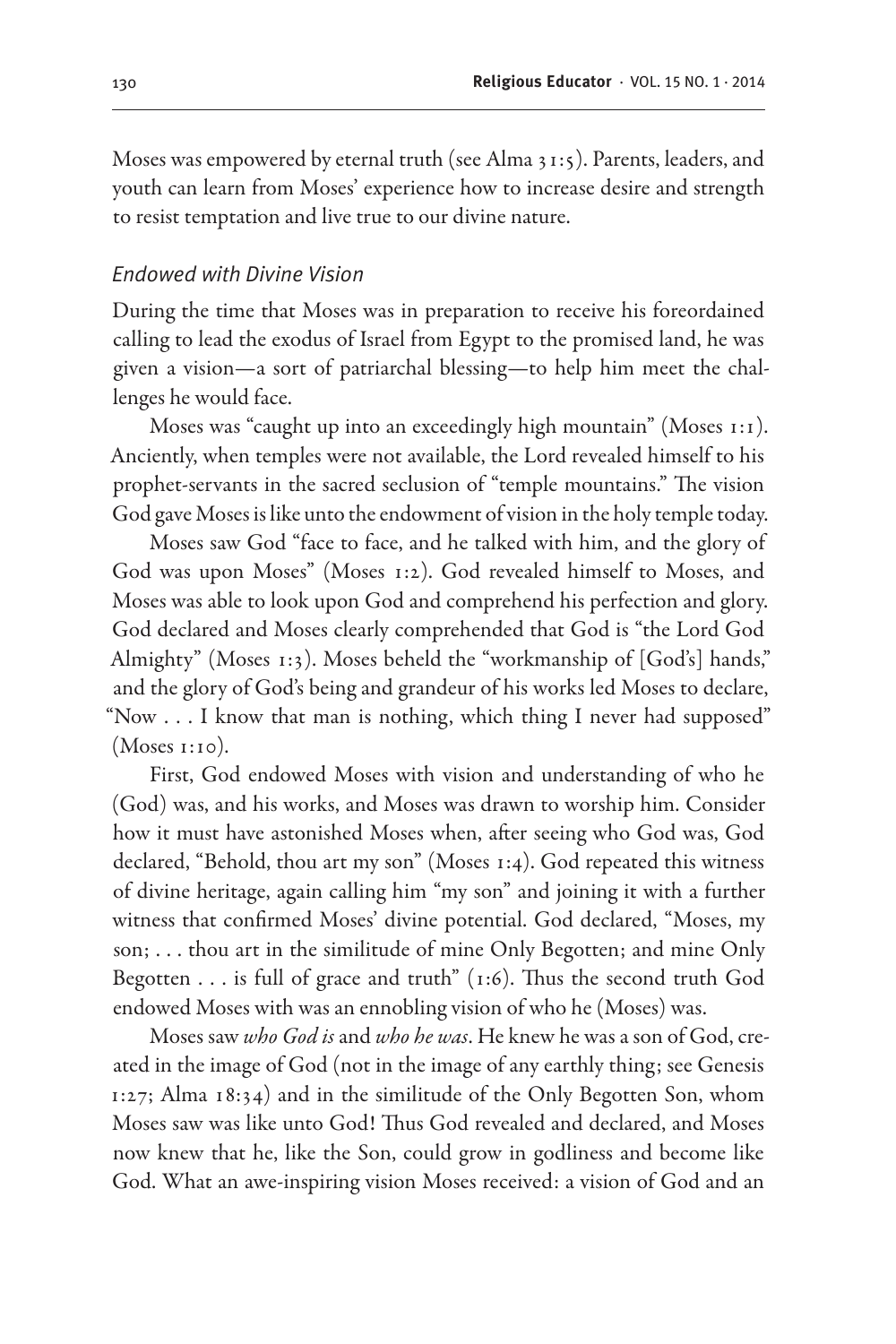Moses was empowered by eternal truth (see Alma 31:5). Parents, leaders, and youth can learn from Moses' experience how to increase desire and strength to resist temptation and live true to our divine nature.

### *Endowed with Divine Vision*

During the time that Moses was in preparation to receive his foreordained calling to lead the exodus of Israel from Egypt to the promised land, he was given a vision—a sort of patriarchal blessing—to help him meet the challenges he would face.

Moses was "caught up into an exceedingly high mountain" (Moses 1:1). Anciently, when temples were not available, the Lord revealed himself to his prophet-servants in the sacred seclusion of "temple mountains." The vision God gave Moses is like unto the endowment of vision in the holy temple today.

Moses saw God "face to face, and he talked with him, and the glory of God was upon Moses" (Moses 1:2). God revealed himself to Moses, and Moses was able to look upon God and comprehend his perfection and glory. God declared and Moses clearly comprehended that God is "the Lord God Almighty" (Moses 1:3). Moses beheld the "workmanship of [God's] hands," and the glory of God's being and grandeur of his works led Moses to declare, "Now . . . I know that man is nothing, which thing I never had supposed" (Moses 1:10).

First, God endowed Moses with vision and understanding of who he (God) was, and his works, and Moses was drawn to worship him. Consider how it must have astonished Moses when, after seeing who God was, God declared, "Behold, thou art my son" (Moses 1:4). God repeated this witness of divine heritage, again calling him "my son" and joining it with a further witness that confirmed Moses' divine potential. God declared, "Moses, my son; . . . thou art in the similitude of mine Only Begotten; and mine Only Begotten . . . is full of grace and truth" (1:6). Thus the second truth God endowed Moses with was an ennobling vision of who he (Moses) was.

Moses saw *who God is* and *who he was*. He knew he was a son of God, created in the image of God (not in the image of any earthly thing; see Genesis 1:27; Alma 18:34) and in the similitude of the Only Begotten Son, whom Moses saw was like unto God! Thus God revealed and declared, and Moses now knew that he, like the Son, could grow in godliness and become like God. What an awe-inspiring vision Moses received: a vision of God and an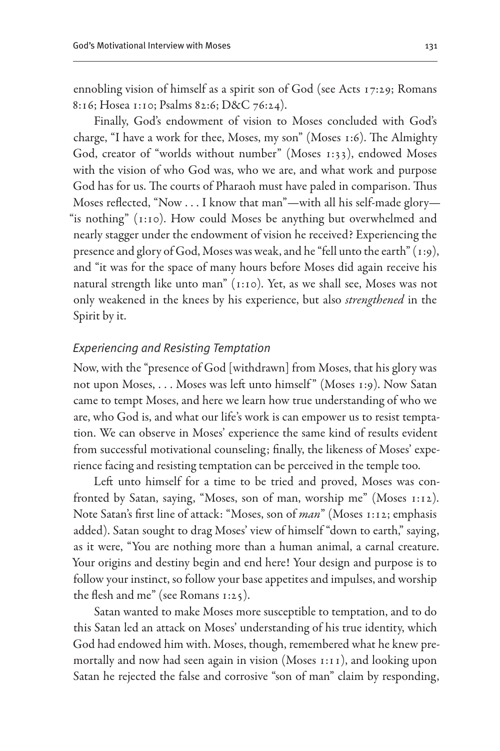ennobling vision of himself as a spirit son of God (see Acts 17:29; Romans 8:16; Hosea 1:10; Psalms 82:6; D&C 76:24).

Finally, God's endowment of vision to Moses concluded with God's charge, "I have a work for thee, Moses, my son" (Moses 1:6). The Almighty God, creator of "worlds without number" (Moses 1:33), endowed Moses with the vision of who God was, who we are, and what work and purpose God has for us. The courts of Pharaoh must have paled in comparison. Thus Moses reflected, "Now . . . I know that man"—with all his self-made glory—"is nothing" (1:10). How could Moses be anything but overwhelmed and nearly stagger under the endowment of vision he received? Experiencing the presence and glory of God, Moses was weak, and he "fell unto the earth" (1:9), and "it was for the space of many hours before Moses did again receive his natural strength like unto man" (1:10). Yet, as we shall see, Moses was not only weakened in the knees by his experience, but also *strengthened* in the Spirit by it.

### *Experiencing and Resisting Temptation*

Now, with the "presence of God [withdrawn] from Moses, that his glory was not upon Moses, . . . Moses was left unto himself" (Moses 1:9). Now Satan came to tempt Moses, and here we learn how true understanding of who we are, who God is, and what our life's work is can empower us to resist temptation. We can observe in Moses' experience the same kind of results evident from successful motivational counseling; finally, the likeness of Moses' experience facing and resisting temptation can be perceived in the temple too.

Left unto himself for a time to be tried and proved, Moses was confronted by Satan, saying, "Moses, son of man, worship me" (Moses 1:12). Note Satan's first line of attack: "Moses, son of *man*" (Moses 1:12; emphasis added). Satan sought to drag Moses' view of himself "down to earth," saying, as it were, "You are nothing more than a human animal, a carnal creature. Your origins and destiny begin and end here! Your design and purpose is to follow your instinct, so follow your base appetites and impulses, and worship the flesh and me" (see Romans 1:25).

Satan wanted to make Moses more susceptible to temptation, and to do this Satan led an attack on Moses' understanding of his true identity, which God had endowed him with. Moses, though, remembered what he knew premortally and now had seen again in vision (Moses 1:11), and looking upon Satan he rejected the false and corrosive "son of man" claim by responding,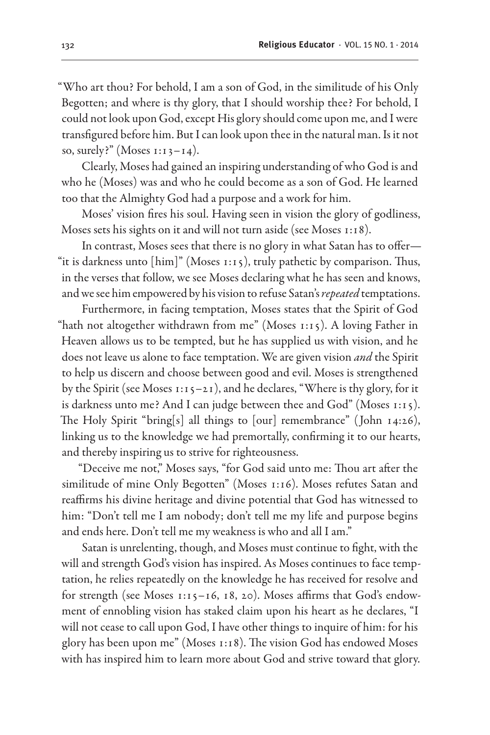"Who art thou? For behold, I am a son of God, in the similitude of his Only Begotten; and where is thy glory, that I should worship thee? For behold, I could not look upon God, except His glory should come upon me, and I were transfigured before him. But I can look upon thee in the natural man. Is it not so, surely?" (Moses 1:13–14).

Clearly, Moses had gained an inspiring understanding of who God is and who he (Moses) was and who he could become as a son of God. He learned too that the Almighty God had a purpose and a work for him.

Moses' vision fires his soul. Having seen in vision the glory of godliness, Moses sets his sights on it and will not turn aside (see Moses 1:18).

In contrast, Moses sees that there is no glory in what Satan has to offer—"it is darkness unto [him]" (Moses 1:15), truly pathetic by comparison. Thus, in the verses that follow, we see Moses declaring what he has seen and knows, and we see him empowered by his vision to refuse Satan's *repeated* temptations.

Furthermore, in facing temptation, Moses states that the Spirit of God "hath not altogether withdrawn from me" (Moses 1:15). A loving Father in Heaven allows us to be tempted, but he has supplied us with vision, and he does not leave us alone to face temptation. We are given vision *and* the Spirit to help us discern and choose between good and evil. Moses is strengthened by the Spirit (see Moses 1:15–21), and he declares, "Where is thy glory, for it is darkness unto me? And I can judge between thee and God" (Moses 1:15). The Holy Spirit "bring[s] all things to [our] remembrance" (John 14:26), linking us to the knowledge we had premortally, confirming it to our hearts, and thereby inspiring us to strive for righteousness.

"Deceive me not," Moses says, "for God said unto me: Thou art after the similitude of mine Only Begotten" (Moses 1:16). Moses refutes Satan and reaffirms his divine heritage and divine potential that God has witnessed to him: "Don't tell me I am nobody; don't tell me my life and purpose begins and ends here. Don't tell me my weakness is who and all I am."

Satan is unrelenting, though, and Moses must continue to fight, with the will and strength God's vision has inspired. As Moses continues to face temptation, he relies repeatedly on the knowledge he has received for resolve and for strength (see Moses 1:15–16, 18, 20). Moses affirms that God's endowment of ennobling vision has staked claim upon his heart as he declares, "I will not cease to call upon God, I have other things to inquire of him: for his glory has been upon me" (Moses 1:18). The vision God has endowed Moses with has inspired him to learn more about God and strive toward that glory.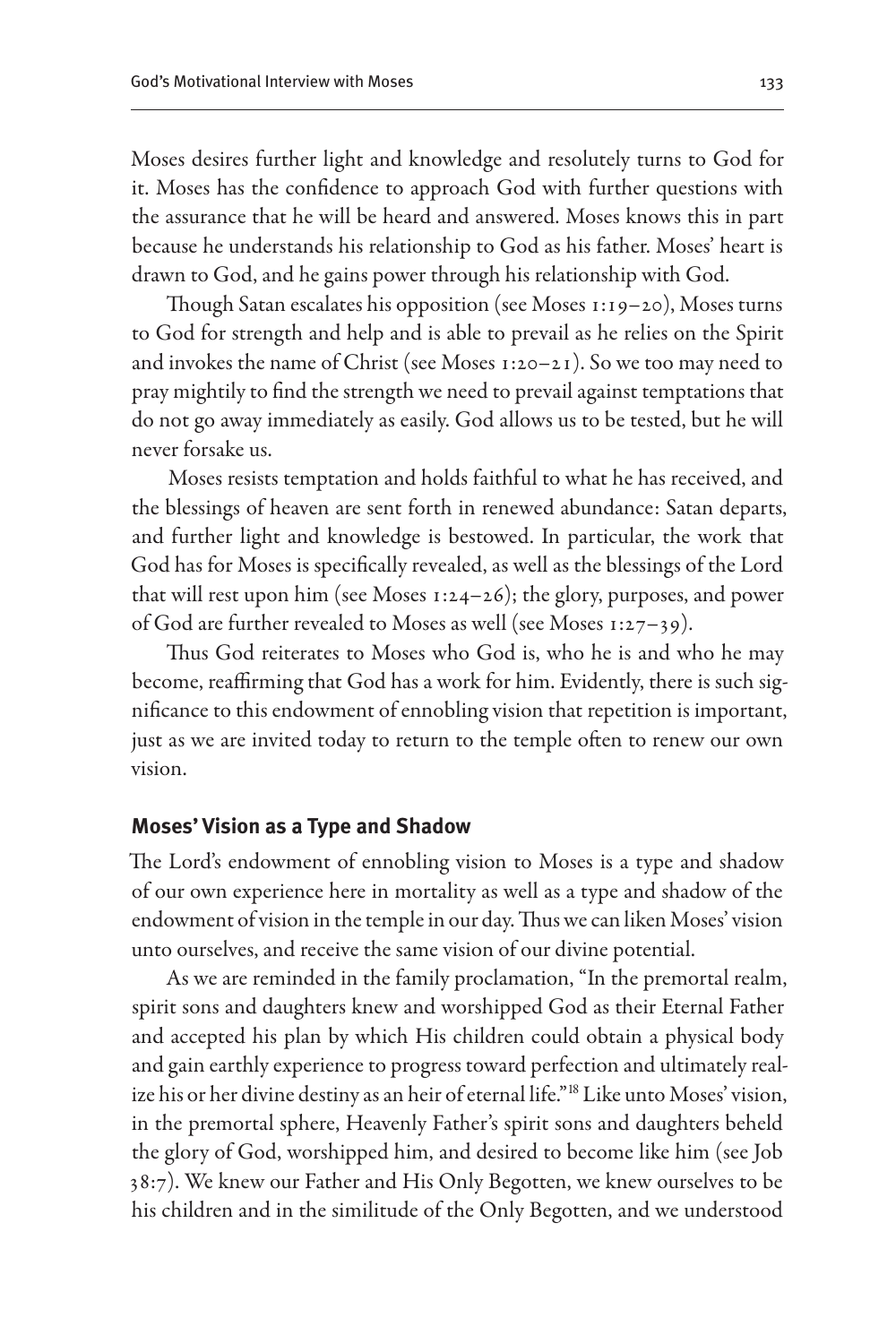Moses desires further light and knowledge and resolutely turns to God for it. Moses has the confidence to approach God with further questions with the assurance that he will be heard and answered. Moses knows this in part because he understands his relationship to God as his father. Moses' heart is drawn to God, and he gains power through his relationship with God.

Though Satan escalates his opposition (see Moses 1:19–20), Moses turns to God for strength and help and is able to prevail as he relies on the Spirit and invokes the name of Christ (see Moses 1:20–21). So we too may need to pray mightily to find the strength we need to prevail against temptations that do not go away immediately as easily. God allows us to be tested, but he will never forsake us.

Moses resists temptation and holds faithful to what he has received, and the blessings of heaven are sent forth in renewed abundance: Satan departs, and further light and knowledge is bestowed. In particular, the work that God has for Moses is specifically revealed, as well as the blessings of the Lord that will rest upon him (see Moses 1:24–26); the glory, purposes, and power of God are further revealed to Moses as well (see Moses 1:27–39).

Thus God reiterates to Moses who God is, who he is and who he may become, reaffirming that God has a work for him. Evidently, there is such significance to this endowment of ennobling vision that repetition is important, just as we are invited today to return to the temple often to renew our own vision.

## Moses' Vision as a Type and Shadow

The Lord's endowment of ennobling vision to Moses is a type and shadow of our own experience here in mortality as well as a type and shadow of the endowment of vision in the temple in our day. Thus we can liken Moses' vision unto ourselves, and receive the same vision of our divine potential.

As we are reminded in the family proclamation, "In the premortal realm, spirit sons and daughters knew and worshipped God as their Eternal Father and accepted his plan by which His children could obtain a physical body and gain earthly experience to progress toward perfection and ultimately realize his or her divine destiny as an heir of eternal life."[18] Like unto Moses' vision, in the premortal sphere, Heavenly Father's spirit sons and daughters beheld the glory of God, worshipped him, and desired to become like him (see Job 38:7). We knew our Father and His Only Begotten, we knew ourselves to be his children and in the similitude of the Only Begotten, and we understood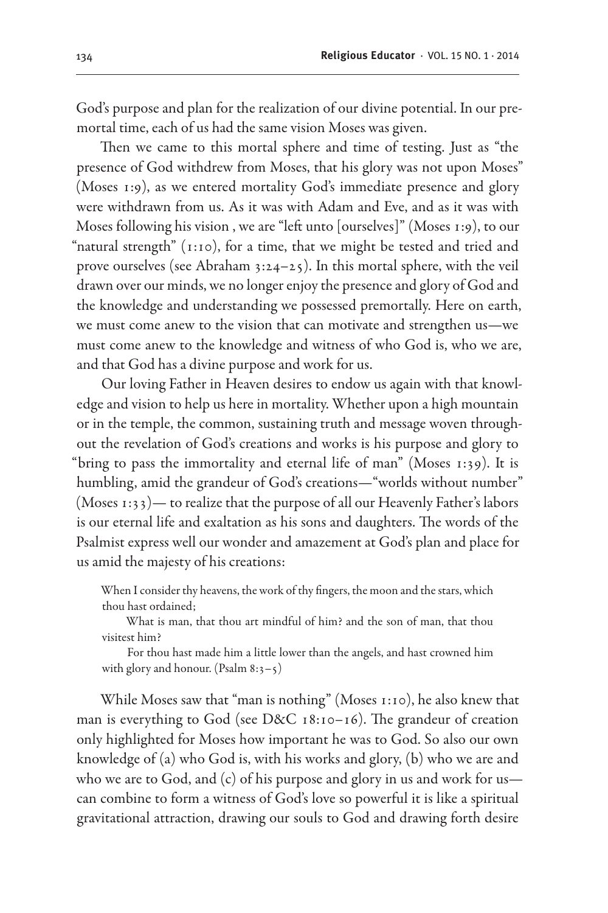God's purpose and plan for the realization of our divine potential. In our premortal time, each of us had the same vision Moses was given.

Then we came to this mortal sphere and time of testing. Just as "the presence of God withdrew from Moses, that his glory was not upon Moses" (Moses 1:9), as we entered mortality God's immediate presence and glory were withdrawn from us. As it was with Adam and Eve, and as it was with Moses following his vision , we are "left unto [ourselves]" (Moses 1:9), to our "natural strength" (1:10), for a time, that we might be tested and tried and prove ourselves (see Abraham 3:24–25). In this mortal sphere, with the veil drawn over our minds, we no longer enjoy the presence and glory of God and the knowledge and understanding we possessed premortally. Here on earth, we must come anew to the vision that can motivate and strengthen us—we must come anew to the knowledge and witness of who God is, who we are, and that God has a divine purpose and work for us.

Our loving Father in Heaven desires to endow us again with that knowledge and vision to help us here in mortality. Whether upon a high mountain or in the temple, the common, sustaining truth and message woven throughout the revelation of God's creations and works is his purpose and glory to "bring to pass the immortality and eternal life of man" (Moses 1:39). It is humbling, amid the grandeur of God's creations—"worlds without number" (Moses 1:33)— to realize that the purpose of all our Heavenly Father's labors is our eternal life and exaltation as his sons and daughters. The words of the Psalmist express well our wonder and amazement at God's plan and place for us amid the majesty of his creations:

> When I consider thy heavens, the work of thy fingers, the moon and the stars, which thou hast ordained;
>
> What is man, that thou art mindful of him? and the son of man, that thou visitest him?
>
> For thou hast made him a little lower than the angels, and hast crowned him with glory and honour. (Psalm 8:3–5)

While Moses saw that "man is nothing" (Moses 1:10), he also knew that man is everything to God (see D&C 18:10–16). The grandeur of creation only highlighted for Moses how important he was to God. So also our own knowledge of (a) who God is, with his works and glory, (b) who we are and who we are to God, and (c) of his purpose and glory in us and work for us—can combine to form a witness of God's love so powerful it is like a spiritual gravitational attraction, drawing our souls to God and drawing forth desire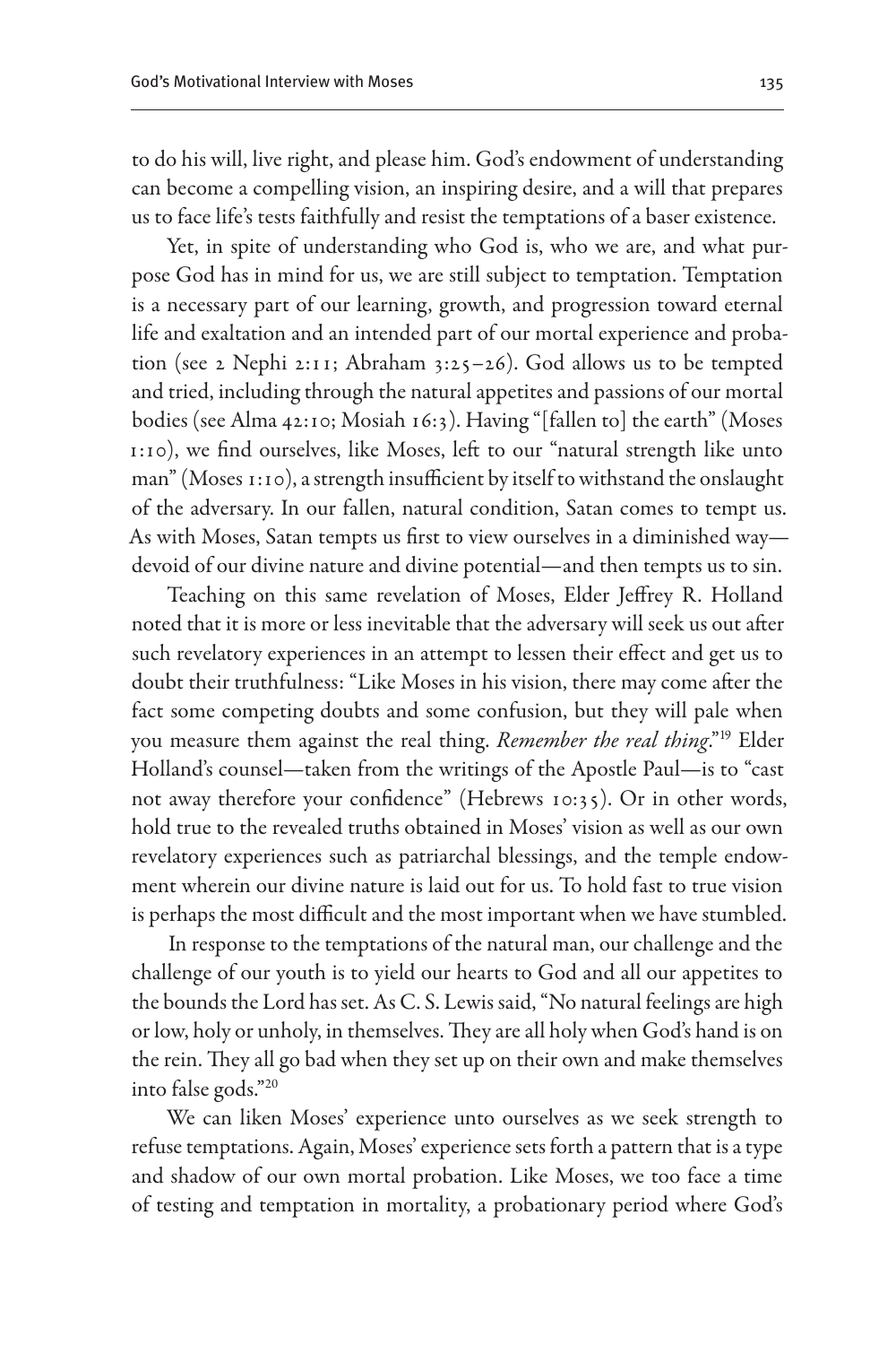to do his will, live right, and please him. God's endowment of understanding can become a compelling vision, an inspiring desire, and a will that prepares us to face life's tests faithfully and resist the temptations of a baser existence.

Yet, in spite of understanding who God is, who we are, and what purpose God has in mind for us, we are still subject to temptation. Temptation is a necessary part of our learning, growth, and progression toward eternal life and exaltation and an intended part of our mortal experience and probation (see 2 Nephi 2:11; Abraham 3:25–26). God allows us to be tempted and tried, including through the natural appetites and passions of our mortal bodies (see Alma 42:10; Mosiah 16:3). Having "[fallen to] the earth" (Moses 1:10), we find ourselves, like Moses, left to our "natural strength like unto man" (Moses 1:10), a strength insufficient by itself to withstand the onslaught of the adversary. In our fallen, natural condition, Satan comes to tempt us. As with Moses, Satan tempts us first to view ourselves in a diminished way—devoid of our divine nature and divine potential—and then tempts us to sin.

Teaching on this same revelation of Moses, Elder Jeffrey R. Holland noted that it is more or less inevitable that the adversary will seek us out after such revelatory experiences in an attempt to lessen their effect and get us to doubt their truthfulness: "Like Moses in his vision, there may come after the fact some competing doubts and some confusion, but they will pale when you measure them against the real thing. *Remember the real thing*."[19] Elder Holland's counsel—taken from the writings of the Apostle Paul—is to "cast not away therefore your confidence" (Hebrews 10:35). Or in other words, hold true to the revealed truths obtained in Moses' vision as well as our own revelatory experiences such as patriarchal blessings, and the temple endowment wherein our divine nature is laid out for us. To hold fast to true vision is perhaps the most difficult and the most important when we have stumbled.

In response to the temptations of the natural man, our challenge and the challenge of our youth is to yield our hearts to God and all our appetites to the bounds the Lord has set. As C. S. Lewis said, "No natural feelings are high or low, holy or unholy, in themselves. They are all holy when God's hand is on the rein. They all go bad when they set up on their own and make themselves into false gods."[20]

We can liken Moses' experience unto ourselves as we seek strength to refuse temptations. Again, Moses' experience sets forth a pattern that is a type and shadow of our own mortal probation. Like Moses, we too face a time of testing and temptation in mortality, a probationary period where God's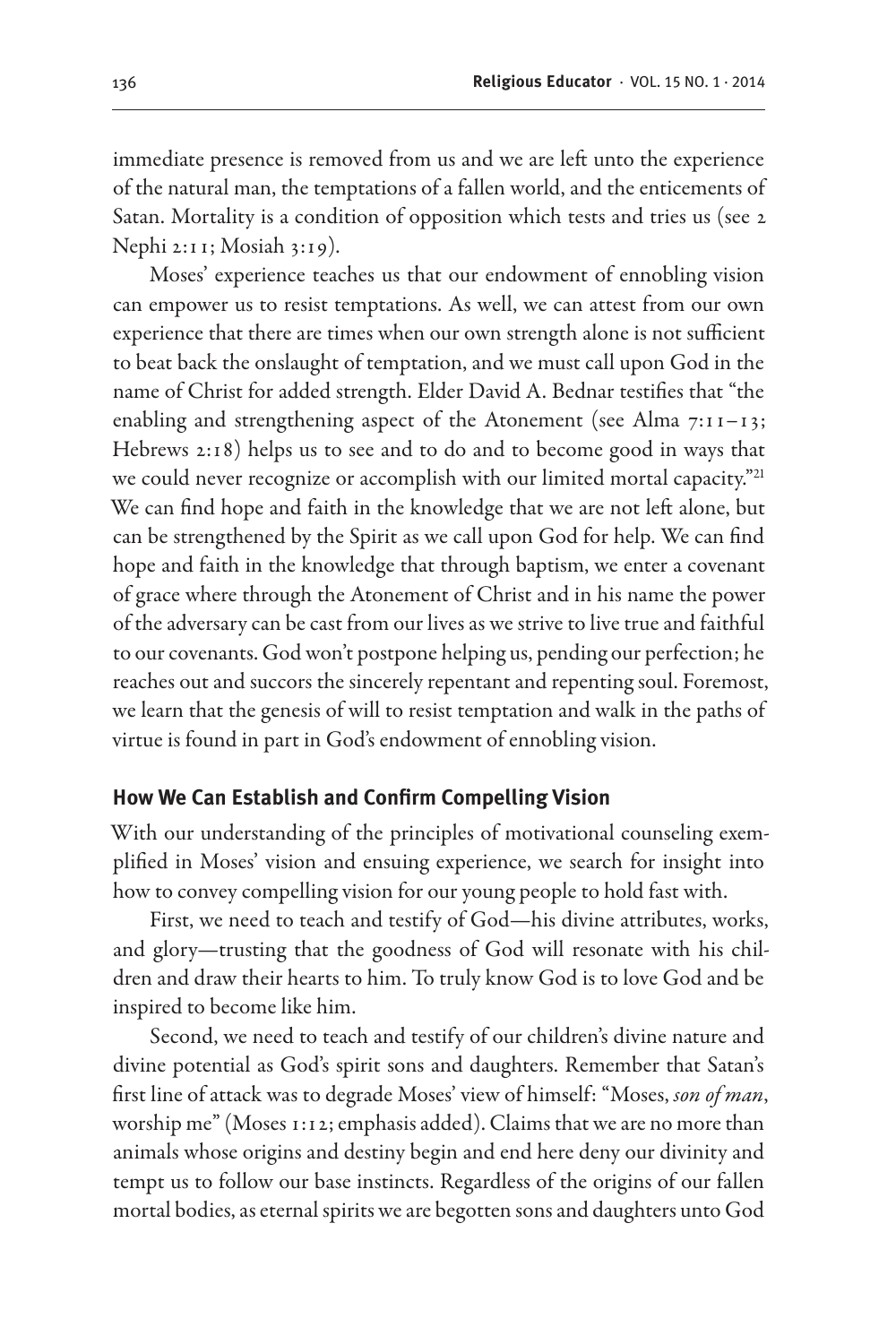immediate presence is removed from us and we are left unto the experience of the natural man, the temptations of a fallen world, and the enticements of Satan. Mortality is a condition of opposition which tests and tries us (see 2 Nephi 2:11; Mosiah 3:19).

Moses' experience teaches us that our endowment of ennobling vision can empower us to resist temptations. As well, we can attest from our own experience that there are times when our own strength alone is not sufficient to beat back the onslaught of temptation, and we must call upon God in the name of Christ for added strength. Elder David A. Bednar testifies that "the enabling and strengthening aspect of the Atonement (see Alma 7:11–13; Hebrews 2:18) helps us to see and to do and to become good in ways that we could never recognize or accomplish with our limited mortal capacity."[21] We can find hope and faith in the knowledge that we are not left alone, but can be strengthened by the Spirit as we call upon God for help. We can find hope and faith in the knowledge that through baptism, we enter a covenant of grace where through the Atonement of Christ and in his name the power of the adversary can be cast from our lives as we strive to live true and faithful to our covenants. God won't postpone helping us, pending our perfection; he reaches out and succors the sincerely repentant and repenting soul. Foremost, we learn that the genesis of will to resist temptation and walk in the paths of virtue is found in part in God's endowment of ennobling vision.

## How We Can Establish and Confirm Compelling Vision

With our understanding of the principles of motivational counseling exemplified in Moses' vision and ensuing experience, we search for insight into how to convey compelling vision for our young people to hold fast with.

First, we need to teach and testify of God—his divine attributes, works, and glory—trusting that the goodness of God will resonate with his children and draw their hearts to him. To truly know God is to love God and be inspired to become like him.

Second, we need to teach and testify of our children's divine nature and divine potential as God's spirit sons and daughters. Remember that Satan's first line of attack was to degrade Moses' view of himself: "Moses, *son of man*, worship me" (Moses 1:12; emphasis added). Claims that we are no more than animals whose origins and destiny begin and end here deny our divinity and tempt us to follow our base instincts. Regardless of the origins of our fallen mortal bodies, as eternal spirits we are begotten sons and daughters unto God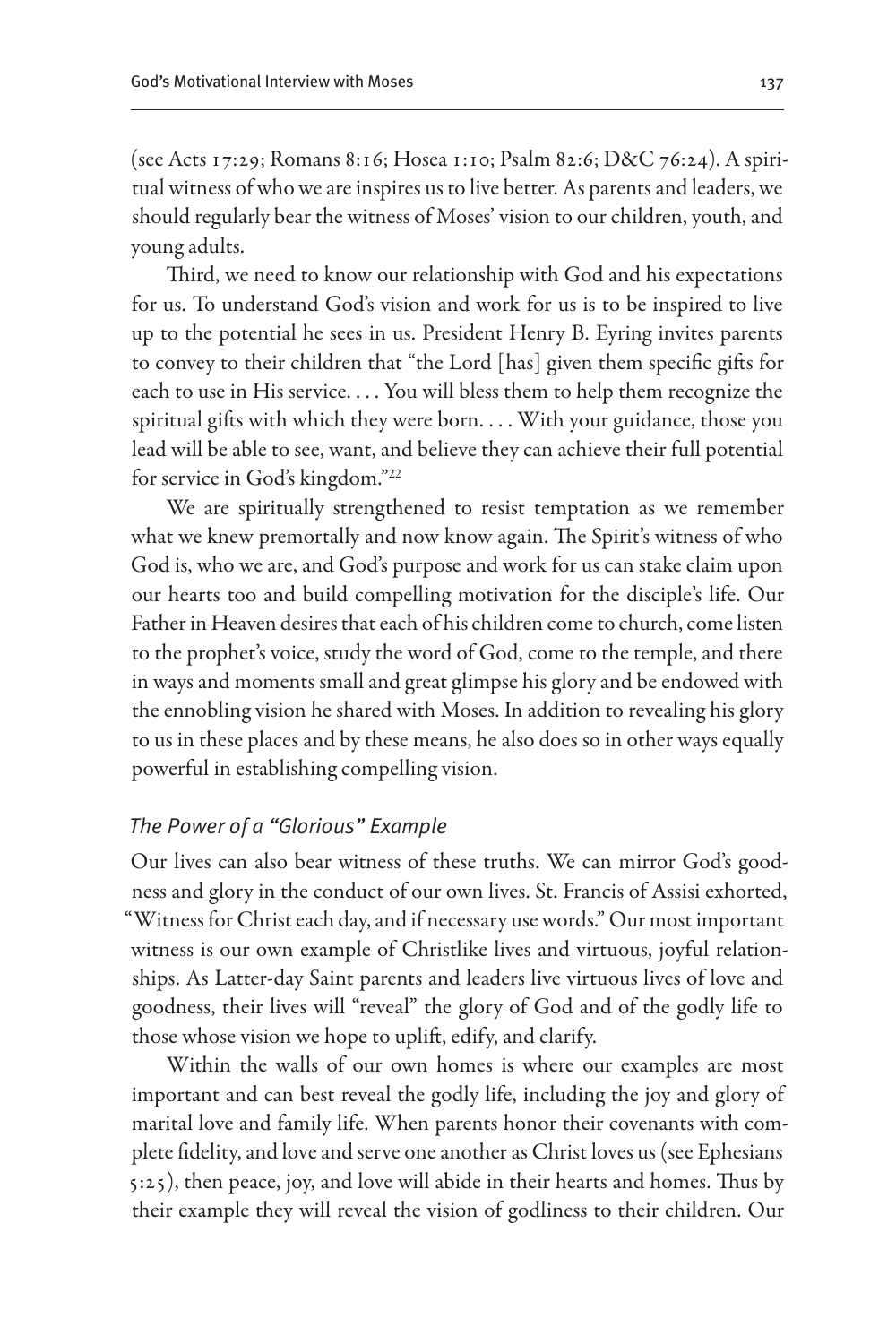(see Acts 17:29; Romans 8:16; Hosea 1:10; Psalm 82:6; D&C 76:24). A spiritual witness of who we are inspires us to live better. As parents and leaders, we should regularly bear the witness of Moses' vision to our children, youth, and young adults.

Third, we need to know our relationship with God and his expectations for us. To understand God's vision and work for us is to be inspired to live up to the potential he sees in us. President Henry B. Eyring invites parents to convey to their children that "the Lord [has] given them specific gifts for each to use in His service. . . . You will bless them to help them recognize the spiritual gifts with which they were born. . . . With your guidance, those you lead will be able to see, want, and believe they can achieve their full potential for service in God's kingdom."[22]

We are spiritually strengthened to resist temptation as we remember what we knew premortally and now know again. The Spirit's witness of who God is, who we are, and God's purpose and work for us can stake claim upon our hearts too and build compelling motivation for the disciple's life. Our Father in Heaven desires that each of his children come to church, come listen to the prophet's voice, study the word of God, come to the temple, and there in ways and moments small and great glimpse his glory and be endowed with the ennobling vision he shared with Moses. In addition to revealing his glory to us in these places and by these means, he also does so in other ways equally powerful in establishing compelling vision.

### *The Power of a "Glorious" Example*

Our lives can also bear witness of these truths. We can mirror God's goodness and glory in the conduct of our own lives. St. Francis of Assisi exhorted, "Witness for Christ each day, and if necessary use words." Our most important witness is our own example of Christlike lives and virtuous, joyful relationships. As Latter-day Saint parents and leaders live virtuous lives of love and goodness, their lives will "reveal" the glory of God and of the godly life to those whose vision we hope to uplift, edify, and clarify.

Within the walls of our own homes is where our examples are most important and can best reveal the godly life, including the joy and glory of marital love and family life. When parents honor their covenants with complete fidelity, and love and serve one another as Christ loves us (see Ephesians 5:25), then peace, joy, and love will abide in their hearts and homes. Thus by their example they will reveal the vision of godliness to their children. Our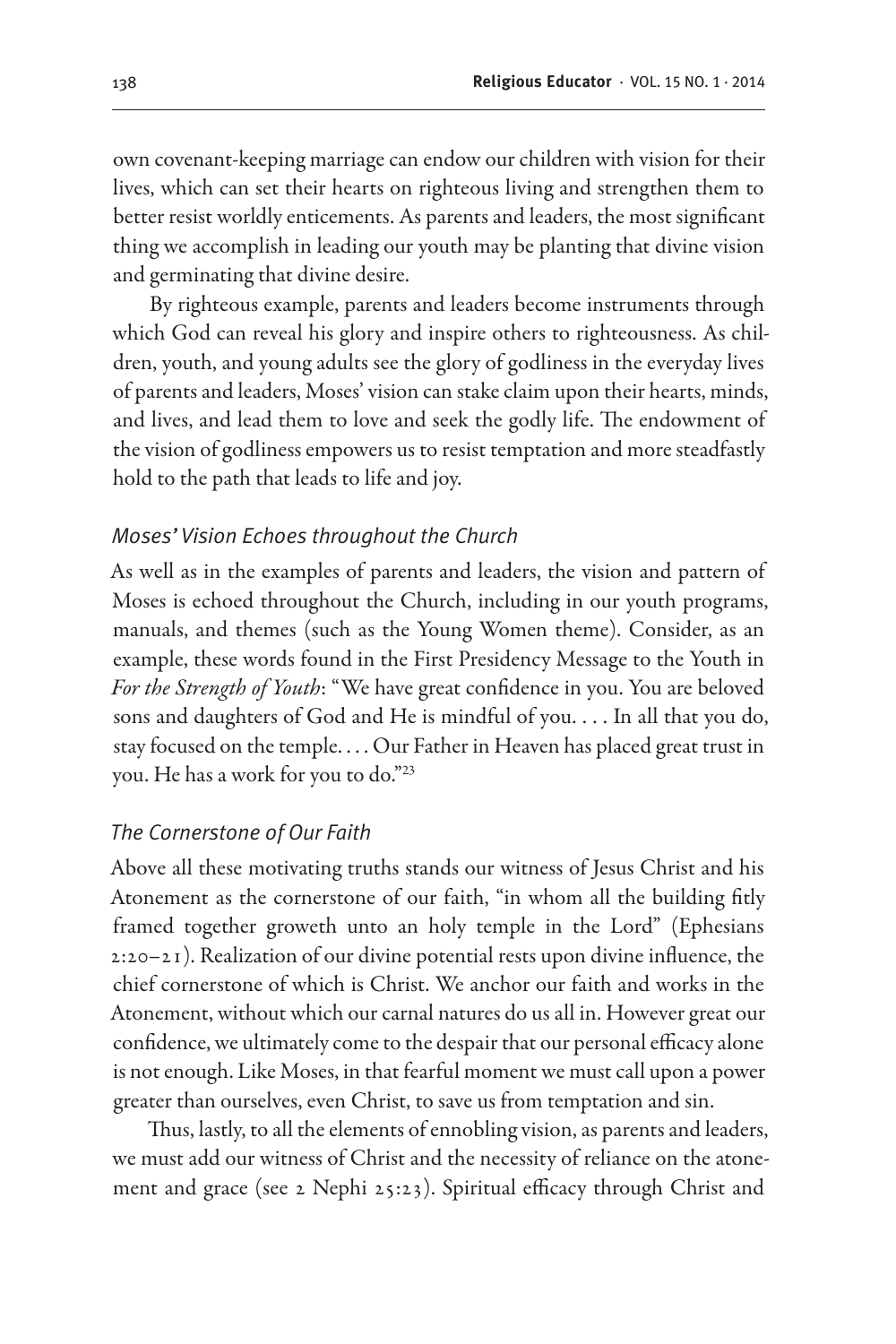own covenant-keeping marriage can endow our children with vision for their lives, which can set their hearts on righteous living and strengthen them to better resist worldly enticements. As parents and leaders, the most significant thing we accomplish in leading our youth may be planting that divine vision and germinating that divine desire.

By righteous example, parents and leaders become instruments through which God can reveal his glory and inspire others to righteousness. As children, youth, and young adults see the glory of godliness in the everyday lives of parents and leaders, Moses' vision can stake claim upon their hearts, minds, and lives, and lead them to love and seek the godly life. The endowment of the vision of godliness empowers us to resist temptation and more steadfastly hold to the path that leads to life and joy.

### *Moses' Vision Echoes throughout the Church*

As well as in the examples of parents and leaders, the vision and pattern of Moses is echoed throughout the Church, including in our youth programs, manuals, and themes (such as the Young Women theme). Consider, as an example, these words found in the First Presidency Message to the Youth in *For the Strength of Youth*: "We have great confidence in you. You are beloved sons and daughters of God and He is mindful of you. . . . In all that you do, stay focused on the temple. . . . Our Father in Heaven has placed great trust in you. He has a work for you to do."[23]

### *The Cornerstone of Our Faith*

Above all these motivating truths stands our witness of Jesus Christ and his Atonement as the cornerstone of our faith, "in whom all the building fitly framed together groweth unto an holy temple in the Lord" (Ephesians 2:20–21). Realization of our divine potential rests upon divine influence, the chief cornerstone of which is Christ. We anchor our faith and works in the Atonement, without which our carnal natures do us all in. However great our confidence, we ultimately come to the despair that our personal efficacy alone is not enough. Like Moses, in that fearful moment we must call upon a power greater than ourselves, even Christ, to save us from temptation and sin.

Thus, lastly, to all the elements of ennobling vision, as parents and leaders, we must add our witness of Christ and the necessity of reliance on the atonement and grace (see 2 Nephi 25:23). Spiritual efficacy through Christ and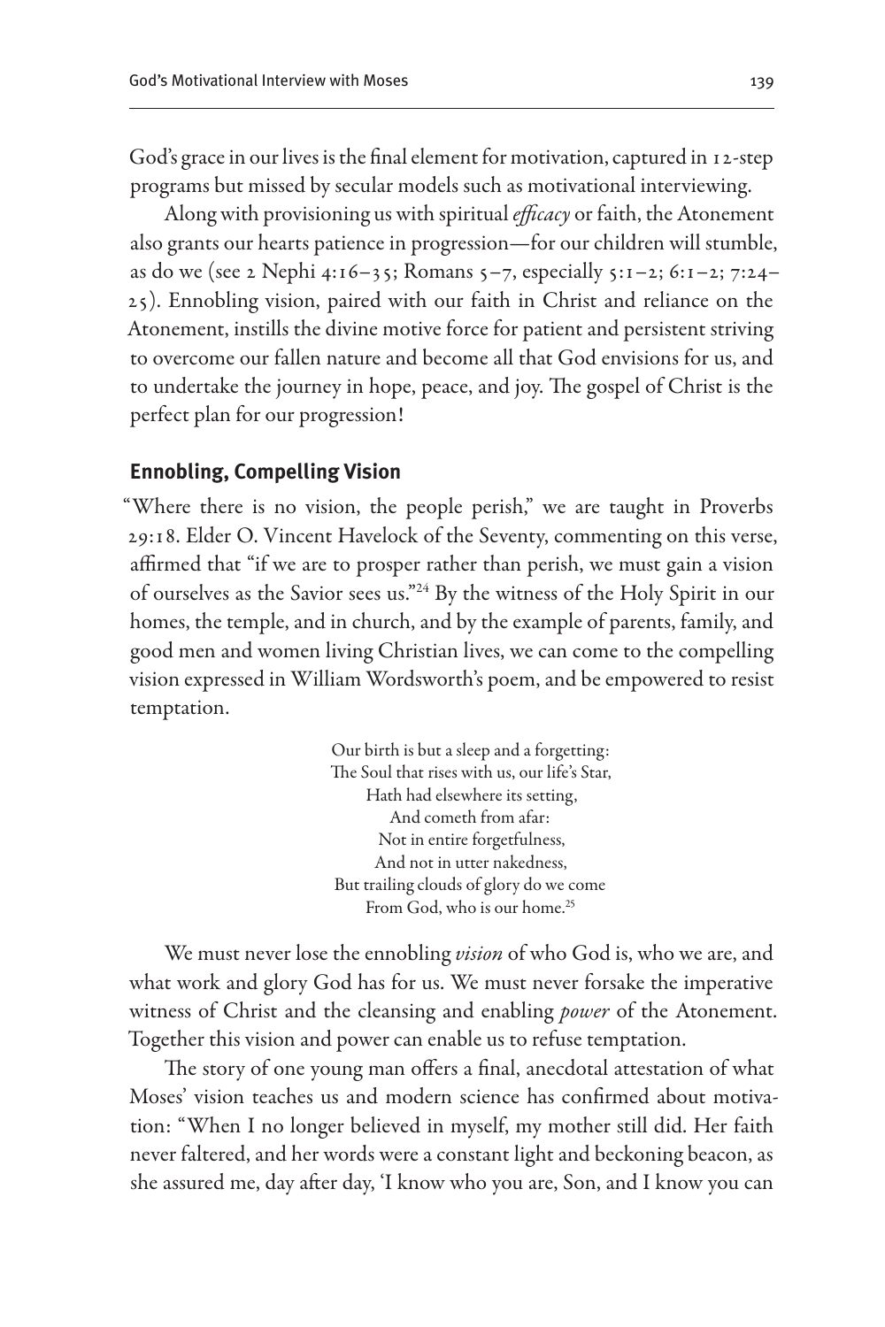God's grace in our lives is the final element for motivation, captured in 12-step programs but missed by secular models such as motivational interviewing.

Along with provisioning us with spiritual *efficacy* or faith, the Atonement also grants our hearts patience in progression—for our children will stumble, as do we (see 2 Nephi 4:16–35; Romans 5–7, especially 5:1–2; 6:1–2; 7:24–25). Ennobling vision, paired with our faith in Christ and reliance on the Atonement, instills the divine motive force for patient and persistent striving to overcome our fallen nature and become all that God envisions for us, and to undertake the journey in hope, peace, and joy. The gospel of Christ is the perfect plan for our progression!

### Ennobling, Compelling Vision

"Where there is no vision, the people perish," we are taught in Proverbs 29:18. Elder O. Vincent Havelock of the Seventy, commenting on this verse, affirmed that "if we are to prosper rather than perish, we must gain a vision of ourselves as the Savior sees us."[24] By the witness of the Holy Spirit in our homes, the temple, and in church, and by the example of parents, family, and good men and women living Christian lives, we can come to the compelling vision expressed in William Wordsworth's poem, and be empowered to resist temptation.

> Our birth is but a sleep and a forgetting:
> The Soul that rises with us, our life's Star,
> Hath had elsewhere its setting,
> And cometh from afar:
> Not in entire forgetfulness,
> And not in utter nakedness,
> But trailing clouds of glory do we come
> From God, who is our home.[25]

We must never lose the ennobling *vision* of who God is, who we are, and what work and glory God has for us. We must never forsake the imperative witness of Christ and the cleansing and enabling *power* of the Atonement. Together this vision and power can enable us to refuse temptation.

The story of one young man offers a final, anecdotal attestation of what Moses' vision teaches us and modern science has confirmed about motivation: "When I no longer believed in myself, my mother still did. Her faith never faltered, and her words were a constant light and beckoning beacon, as she assured me, day after day, 'I know who you are, Son, and I know you can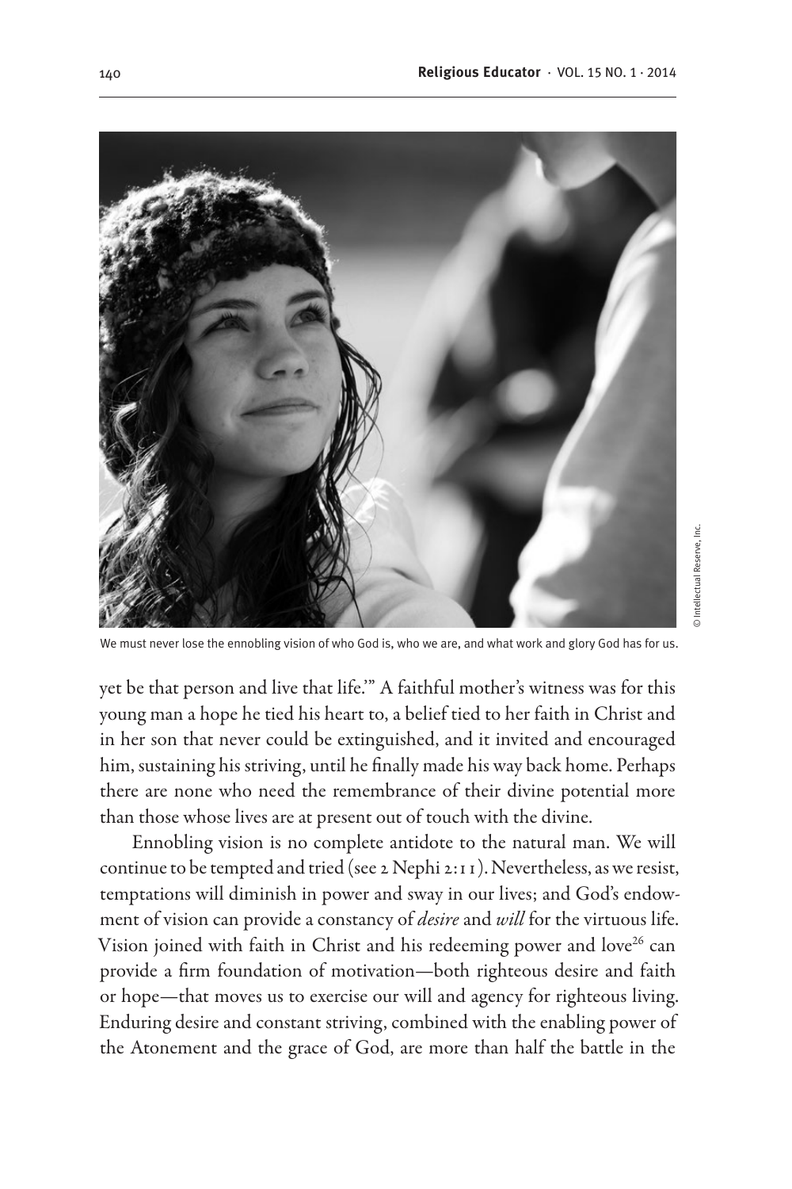We must never lose the ennobling vision of who God is, who we are, and what work and glory God has for us.

yet be that person and live that life.'" A faithful mother's witness was for this young man a hope he tied his heart to, a belief tied to her faith in Christ and in her son that never could be extinguished, and it invited and encouraged him, sustaining his striving, until he finally made his way back home. Perhaps there are none who need the remembrance of their divine potential more than those whose lives are at present out of touch with the divine.

Ennobling vision is no complete antidote to the natural man. We will continue to be tempted and tried (see 2 Nephi 2:11). Nevertheless, as we resist, temptations will diminish in power and sway in our lives; and God's endowment of vision can provide a constancy of *desire* and *will* for the virtuous life. Vision joined with faith in Christ and his redeeming power and love[26] can provide a firm foundation of motivation—both righteous desire and faith or hope—that moves us to exercise our will and agency for righteous living. Enduring desire and constant striving, combined with the enabling power of the Atonement and the grace of God, are more than half the battle in the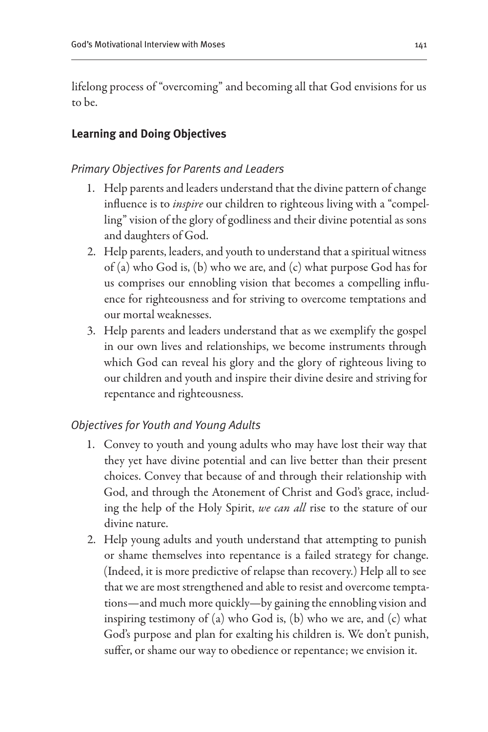lifelong process of "overcoming" and becoming all that God envisions for us to be.

## Learning and Doing Objectives

### *Primary Objectives for Parents and Leaders*

1. Help parents and leaders understand that the divine pattern of change influence is to *inspire* our children to righteous living with a "compelling" vision of the glory of godliness and their divine potential as sons and daughters of God.
2. Help parents, leaders, and youth to understand that a spiritual witness of (a) who God is, (b) who we are, and (c) what purpose God has for us comprises our ennobling vision that becomes a compelling influence for righteousness and for striving to overcome temptations and our mortal weaknesses.
3. Help parents and leaders understand that as we exemplify the gospel in our own lives and relationships, we become instruments through which God can reveal his glory and the glory of righteous living to our children and youth and inspire their divine desire and striving for repentance and righteousness.

### *Objectives for Youth and Young Adults*

1. Convey to youth and young adults who may have lost their way that they yet have divine potential and can live better than their present choices. Convey that because of and through their relationship with God, and through the Atonement of Christ and God's grace, including the help of the Holy Spirit, *we can all* rise to the stature of our divine nature.
2. Help young adults and youth understand that attempting to punish or shame themselves into repentance is a failed strategy for change. (Indeed, it is more predictive of relapse than recovery.) Help all to see that we are most strengthened and able to resist and overcome temptations—and much more quickly—by gaining the ennobling vision and inspiring testimony of (a) who God is, (b) who we are, and (c) what God's purpose and plan for exalting his children is. We don't punish, suffer, or shame our way to obedience or repentance; we envision it.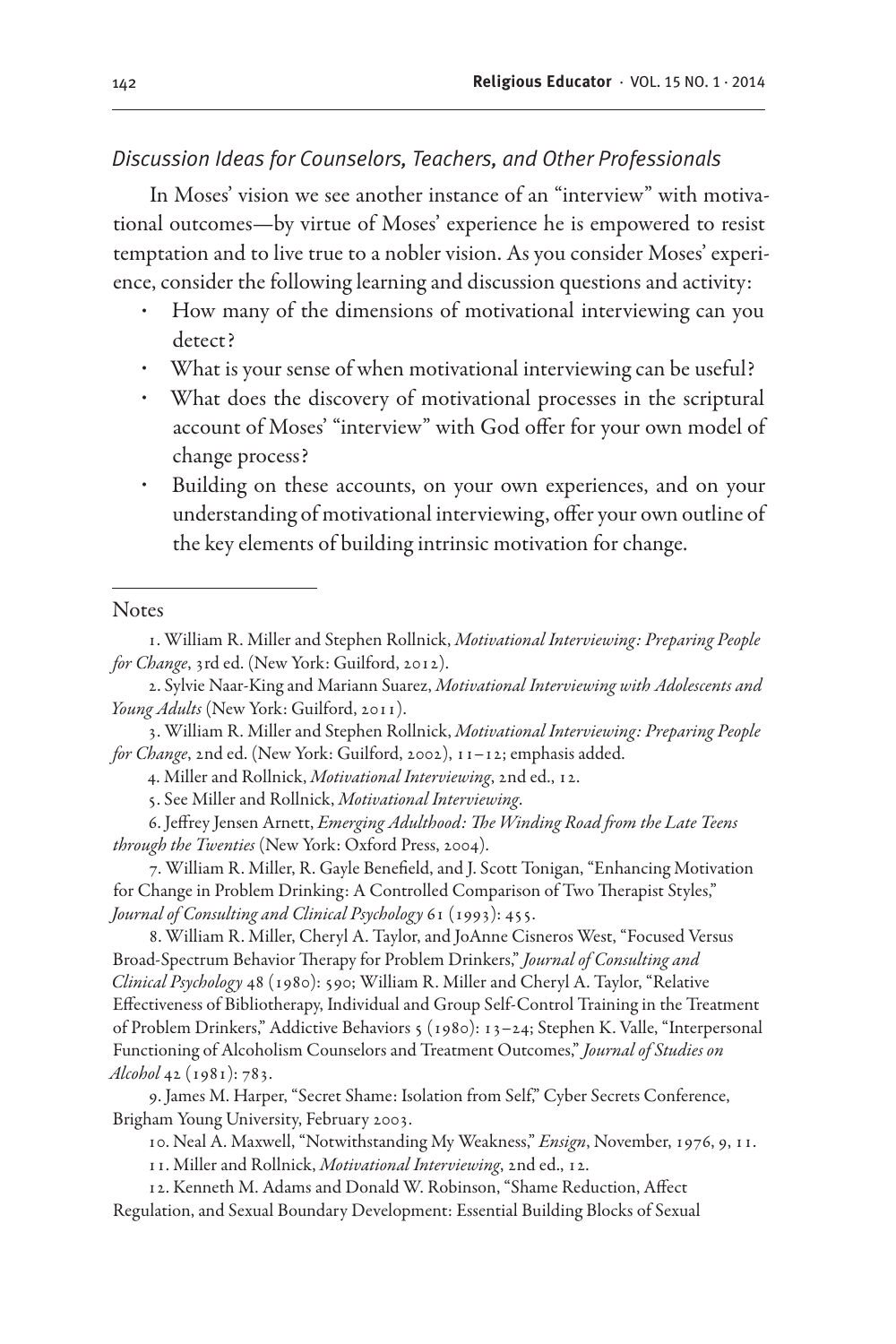### *Discussion Ideas for Counselors, Teachers, and Other Professionals*

In Moses' vision we see another instance of an "interview" with motivational outcomes—by virtue of Moses' experience he is empowered to resist temptation and to live true to a nobler vision. As you consider Moses' experience, consider the following learning and discussion questions and activity:

- How many of the dimensions of motivational interviewing can you detect?
- What is your sense of when motivational interviewing can be useful?
- What does the discovery of motivational processes in the scriptural account of Moses' "interview" with God offer for your own model of change process?
- Building on these accounts, on your own experiences, and on your understanding of motivational interviewing, offer your own outline of the key elements of building intrinsic motivation for change.

---

Notes

1. William R. Miller and Stephen Rollnick, *Motivational Interviewing: Preparing People for Change*, 3rd ed. (New York: Guilford, 2012).

2. Sylvie Naar-King and Mariann Suarez, *Motivational Interviewing with Adolescents and Young Adults* (New York: Guilford, 2011).

3. William R. Miller and Stephen Rollnick, *Motivational Interviewing: Preparing People for Change*, 2nd ed. (New York: Guilford, 2002), 11–12; emphasis added.

4. Miller and Rollnick, *Motivational Interviewing*, 2nd ed., 12.

5. See Miller and Rollnick, *Motivational Interviewing*.

6. Jeffrey Jensen Arnett, *Emerging Adulthood: The Winding Road from the Late Teens through the Twenties* (New York: Oxford Press, 2004).

7. William R. Miller, R. Gayle Benefield, and J. Scott Tonigan, "Enhancing Motivation for Change in Problem Drinking: A Controlled Comparison of Two Therapist Styles," *Journal of Consulting and Clinical Psychology* 61 (1993): 455.

8. William R. Miller, Cheryl A. Taylor, and JoAnne Cisneros West, "Focused Versus Broad-Spectrum Behavior Therapy for Problem Drinkers," *Journal of Consulting and Clinical Psychology* 48 (1980): 590; William R. Miller and Cheryl A. Taylor, "Relative Effectiveness of Bibliotherapy, Individual and Group Self-Control Training in the Treatment of Problem Drinkers," Addictive Behaviors 5 (1980): 13–24; Stephen K. Valle, "Interpersonal Functioning of Alcoholism Counselors and Treatment Outcomes," *Journal of Studies on Alcohol* 42 (1981): 783.

9. James M. Harper, "Secret Shame: Isolation from Self," Cyber Secrets Conference, Brigham Young University, February 2003.

10. Neal A. Maxwell, "Notwithstanding My Weakness," *Ensign*, November, 1976, 9, 11.

11. Miller and Rollnick, *Motivational Interviewing*, 2nd ed., 12.

12. Kenneth M. Adams and Donald W. Robinson, "Shame Reduction, Affect Regulation, and Sexual Boundary Development: Essential Building Blocks of Sexual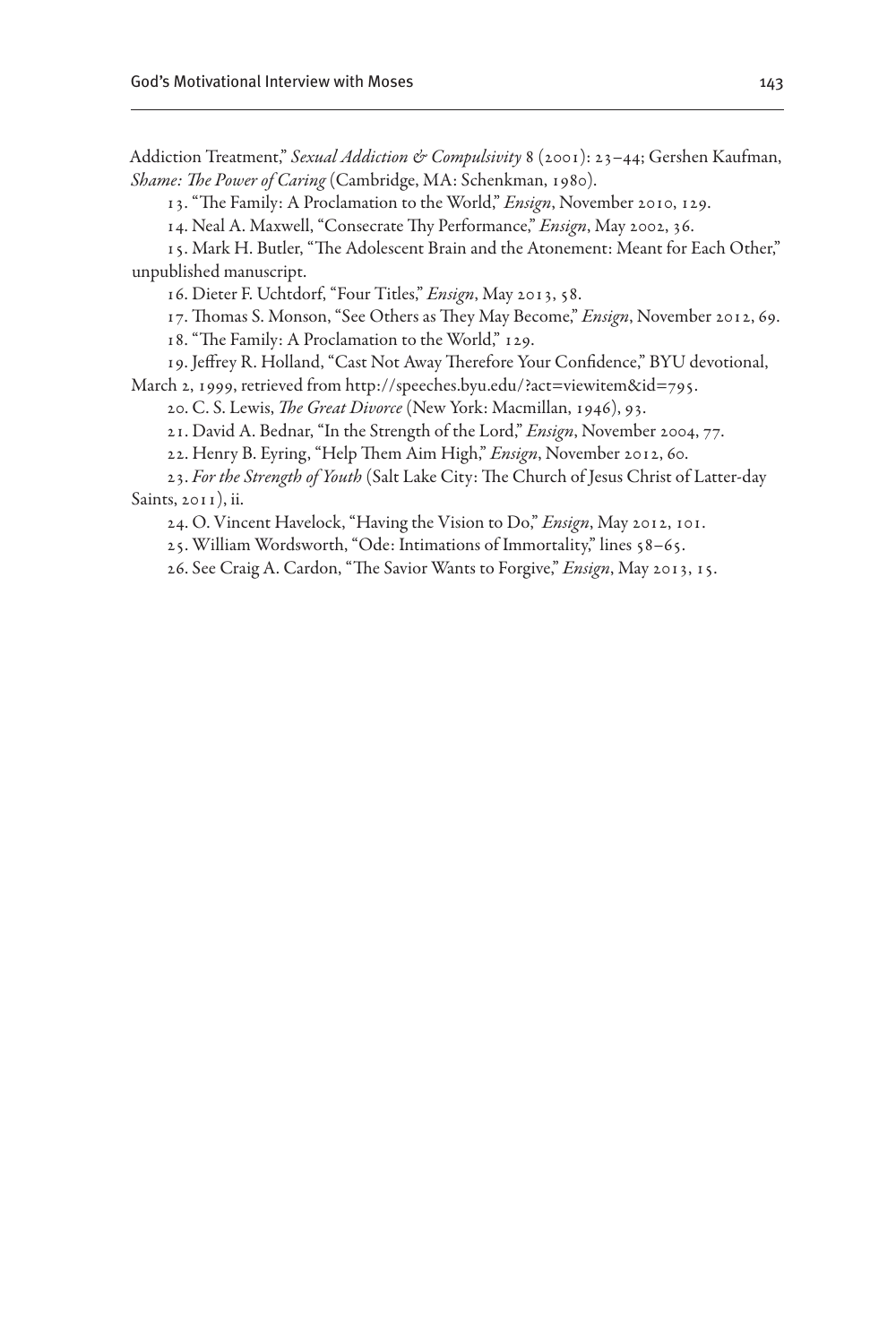Addiction Treatment," *Sexual Addiction & Compulsivity* 8 (2001): 23–44; Gershen Kaufman, *Shame: The Power of Caring* (Cambridge, MA: Schenkman, 1980).

13. "The Family: A Proclamation to the World," *Ensign*, November 2010, 129.

14. Neal A. Maxwell, "Consecrate Thy Performance," *Ensign*, May 2002, 36.

15. Mark H. Butler, "The Adolescent Brain and the Atonement: Meant for Each Other," unpublished manuscript.

16. Dieter F. Uchtdorf, "Four Titles," *Ensign*, May 2013, 58.

17. Thomas S. Monson, "See Others as They May Become," *Ensign*, November 2012, 69.

18. "The Family: A Proclamation to the World," 129.

19. Jeffrey R. Holland, "Cast Not Away Therefore Your Confidence," BYU devotional, March 2, 1999, retrieved from http://speeches.byu.edu/?act=viewitem&id=795.

20. C. S. Lewis, *The Great Divorce* (New York: Macmillan, 1946), 93.

21. David A. Bednar, "In the Strength of the Lord," *Ensign*, November 2004, 77.

22. Henry B. Eyring, "Help Them Aim High," *Ensign*, November 2012, 60.

23. *For the Strength of Youth* (Salt Lake City: The Church of Jesus Christ of Latter-day Saints, 2011), ii.

24. O. Vincent Havelock, "Having the Vision to Do," *Ensign*, May 2012, 101.

25. William Wordsworth, "Ode: Intimations of Immortality," lines 58–65.

26. See Craig A. Cardon, "The Savior Wants to Forgive," *Ensign*, May 2013, 15.